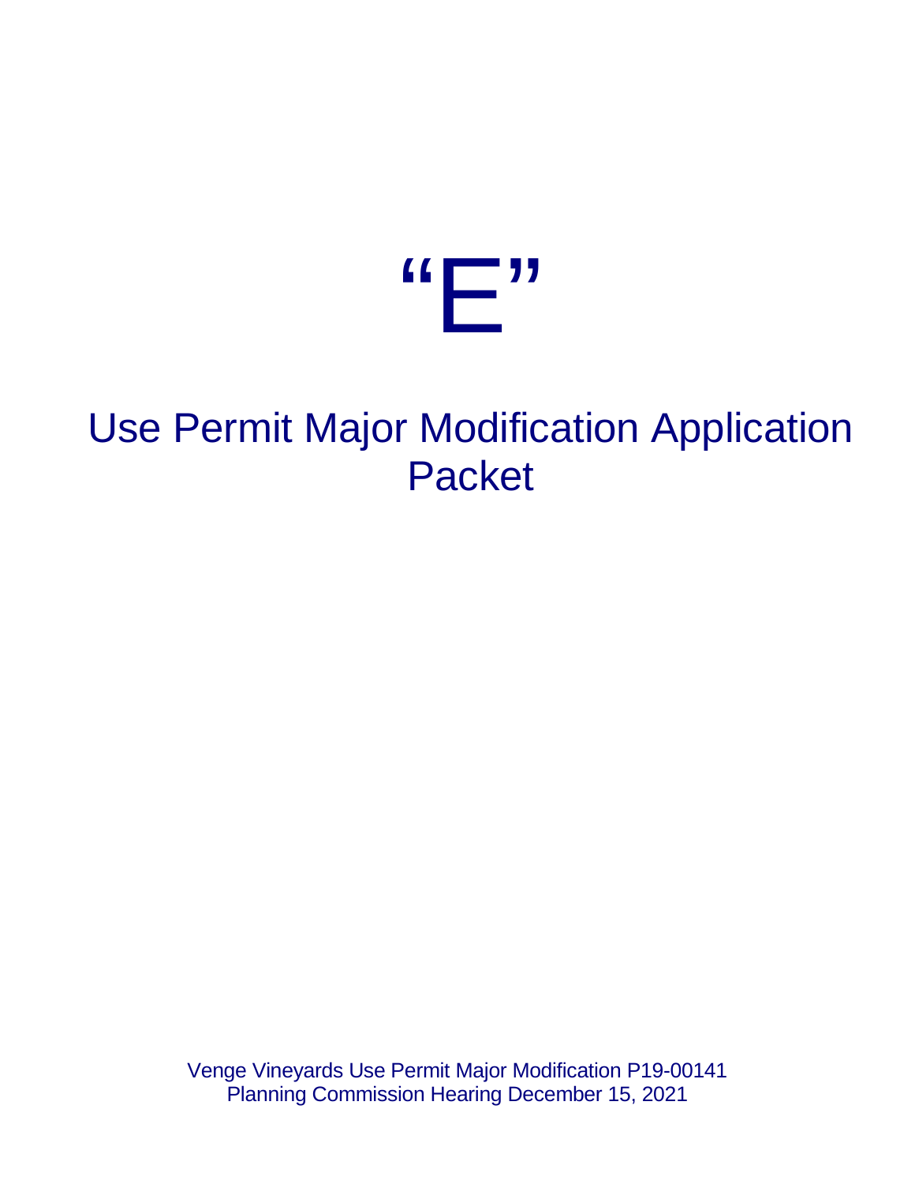# "E"

## Use Permit Major Modification Application Packet

Venge Vineyards Use Permit Major Modification P19-00141
Planning Commission Hearing December 15, 2021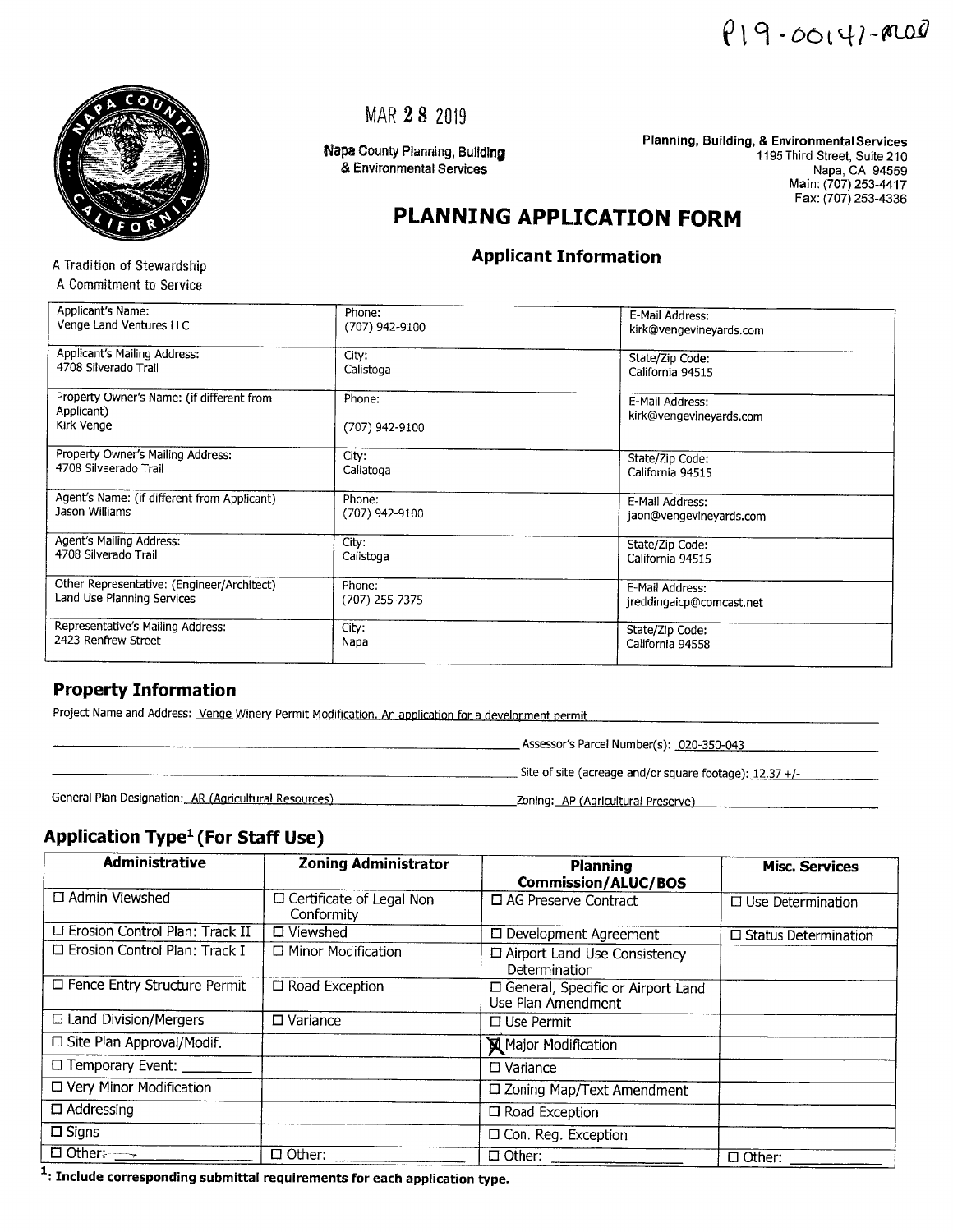P19-00147-MOD

MAR 28 2019

Napa County Planning, Building & Environmental Services

**Planning, Building, & Environmental Services**
1195 Third Street, Suite 210
Napa, CA 94559
Main: (707) 253-4417
Fax: (707) 253-4336

# PLANNING APPLICATION FORM

A Tradition of Stewardship
A Commitment to Service

## Applicant Information

| | | |
|---|---|---|
| Applicant's Name: Venge Land Ventures LLC | Phone: (707) 942-9100 | E-Mail Address: kirk@vengevineyards.com |
| Applicant's Mailing Address: 4708 Silverado Trail | City: Calistoga | State/Zip Code: California 94515 |
| Property Owner's Name: (if different from Applicant) Kirk Venge | Phone: (707) 942-9100 | E-Mail Address: kirk@vengevineyards.com |
| Property Owner's Mailing Address: 4708 Silveerado Trail | City: Caliatoga | State/Zip Code: California 94515 |
| Agent's Name: (if different from Applicant) Jason Williams | Phone: (707) 942-9100 | E-Mail Address: jaon@vengevineyards.com |
| Agent's Mailing Address: 4708 Silverado Trail | City: Calistoga | State/Zip Code: California 94515 |
| Other Representative: (Engineer/Architect) Land Use Planning Services | Phone: (707) 255-7375 | E-Mail Address: jreddingaicp@comcast.net |
| Representative's Mailing Address: 2423 Renfrew Street | City: Napa | State/Zip Code: California 94558 |

## Property Information

Project Name and Address: Venge Winery Permit Modification. An application for a development permit

Assessor's Parcel Number(s): 020-350-043

Site of site (acreage and/or square footage): 12.37 +/-

General Plan Designation: AR (Agricultural Resources)

Zoning: AP (Agricultural Preserve)

## Application Type[1] (For Staff Use)

| Administrative | Zoning Administrator | Planning Commission/ALUC/BOS | Misc. Services |
|---|---|---|---|
| ☐ Admin Viewshed | ☐ Certificate of Legal Non Conformity | ☐ AG Preserve Contract | ☐ Use Determination |
| ☐ Erosion Control Plan: Track II | ☐ Viewshed | ☐ Development Agreement | ☐ Status Determination |
| ☐ Erosion Control Plan: Track I | ☐ Minor Modification | ☐ Airport Land Use Consistency Determination | |
| ☐ Fence Entry Structure Permit | ☐ Road Exception | ☐ General, Specific or Airport Land Use Plan Amendment | |
| ☐ Land Division/Mergers | ☐ Variance | ☐ Use Permit | |
| ☐ Site Plan Approval/Modif. | | ☒ Major Modification | |
| ☐ Temporary Event: ______ | | ☐ Variance | |
| ☐ Very Minor Modification | | ☐ Zoning Map/Text Amendment | |
| ☐ Addressing | | ☐ Road Exception | |
| ☐ Signs | | ☐ Con. Reg. Exception | |
| ☐ Other: ______ | ☐ Other: ______ | ☐ Other: ______ | ☐ Other: ______ |

[1]: **Include corresponding submittal requirements for each application type.**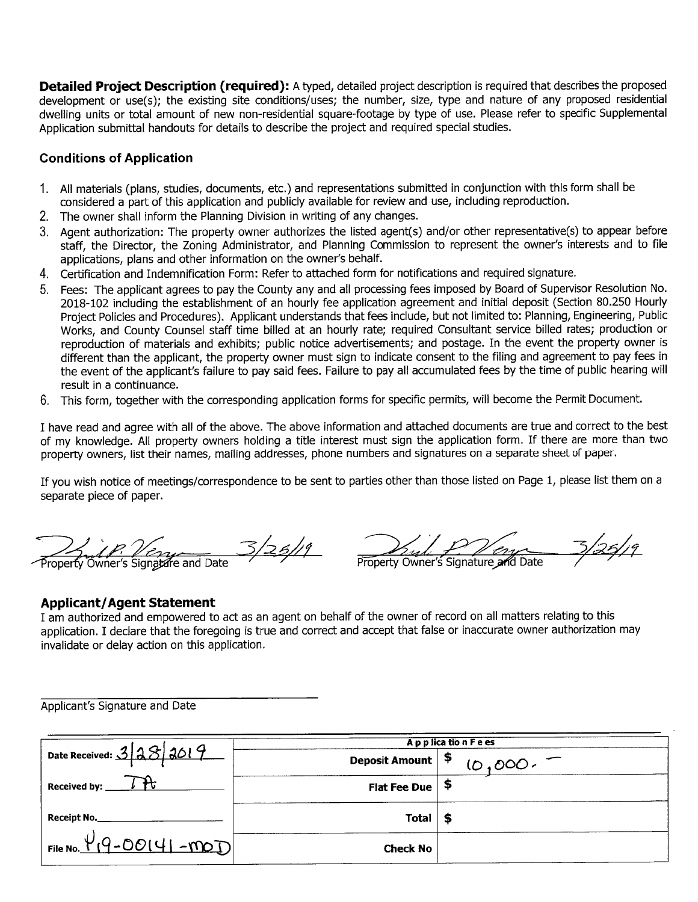**Detailed Project Description (required):** A typed, detailed project description is required that describes the proposed development or use(s); the existing site conditions/uses; the number, size, type and nature of any proposed residential dwelling units or total amount of new non-residential square-footage by type of use. Please refer to specific Supplemental Application submittal handouts for details to describe the project and required special studies.

### Conditions of Application

1. All materials (plans, studies, documents, etc.) and representations submitted in conjunction with this form shall be considered a part of this application and publicly available for review and use, including reproduction.
2. The owner shall inform the Planning Division in writing of any changes.
3. Agent authorization: The property owner authorizes the listed agent(s) and/or other representative(s) to appear before staff, the Director, the Zoning Administrator, and Planning Commission to represent the owner's interests and to file applications, plans and other information on the owner's behalf.
4. Certification and Indemnification Form: Refer to attached form for notifications and required signature.
5. Fees: The applicant agrees to pay the County any and all processing fees imposed by Board of Supervisor Resolution No. 2018-102 including the establishment of an hourly fee application agreement and initial deposit (Section 80.250 Hourly Project Policies and Procedures). Applicant understands that fees include, but not limited to: Planning, Engineering, Public Works, and County Counsel staff time billed at an hourly rate; required Consultant service billed rates; production or reproduction of materials and exhibits; public notice advertisements; and postage. In the event the property owner is different than the applicant, the property owner must sign to indicate consent to the filing and agreement to pay fees in the event of the applicant's failure to pay said fees. Failure to pay all accumulated fees by the time of public hearing will result in a continuance.
6. This form, together with the corresponding application forms for specific permits, will become the Permit Document.

I have read and agree with all of the above. The above information and attached documents are true and correct to the best of my knowledge. All property owners holding a title interest must sign the application form. If there are more than two property owners, list their names, mailing addresses, phone numbers and signatures on a separate sheet of paper.

If you wish notice of meetings/correspondence to be sent to parties other than those listed on Page 1, please list them on a separate piece of paper.

[Signature] 3/25/19 — Property Owner's Signature and Date

[Signature] 3/25/19 — Property Owner's Signature and Date

### Applicant/Agent Statement

I am authorized and empowered to act as an agent on behalf of the owner of record on all matters relating to this application. I declare that the foregoing is true and correct and accept that false or inaccurate owner authorization may invalidate or delay action on this application.

Applicant's Signature and Date

| | Application Fees | |
|---|---|---|
| Date Received: 3/28/2019 | Deposit Amount | $ 10,000.– |
| Received by: TA | Flat Fee Due | $ |
| Receipt No. | Total | $ |
| File No. P19-00141-MOD | Check No | |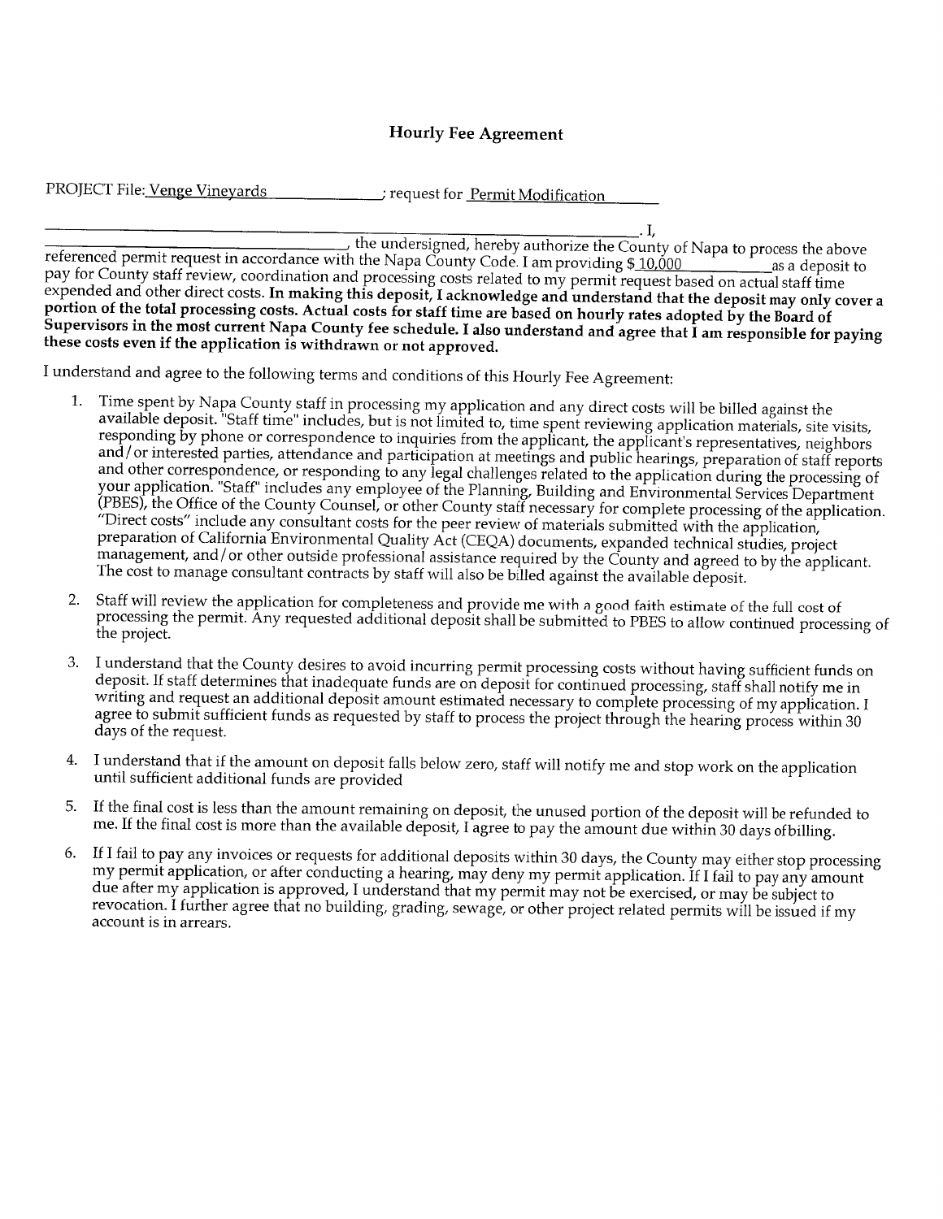# Hourly Fee Agreement

PROJECT File: Venge Vineyards ; request for Permit Modification

_______________________________________________. I, _______________________, the undersigned, hereby authorize the County of Napa to process the above referenced permit request in accordance with the Napa County Code. I am providing $ 10,000 as a deposit to pay for County staff review, coordination and processing costs related to my permit request based on actual staff time expended and other direct costs. **In making this deposit, I acknowledge and understand that the deposit may only cover a portion of the total processing costs. Actual costs for staff time are based on hourly rates adopted by the Board of Supervisors in the most current Napa County fee schedule. I also understand and agree that I am responsible for paying these costs even if the application is withdrawn or not approved.**

I understand and agree to the following terms and conditions of this Hourly Fee Agreement:

1. Time spent by Napa County staff in processing my application and any direct costs will be billed against the available deposit. "Staff time" includes, but is not limited to, time spent reviewing application materials, site visits, responding by phone or correspondence to inquiries from the applicant, the applicant's representatives, neighbors and/or interested parties, attendance and participation at meetings and public hearings, preparation of staff reports and other correspondence, or responding to any legal challenges related to the application during the processing of your application. "Staff" includes any employee of the Planning, Building and Environmental Services Department (PBES), the Office of the County Counsel, or other County staff necessary for complete processing of the application. "Direct costs" include any consultant costs for the peer review of materials submitted with the application, preparation of California Environmental Quality Act (CEQA) documents, expanded technical studies, project management, and/or other outside professional assistance required by the County and agreed to by the applicant. The cost to manage consultant contracts by staff will also be billed against the available deposit.

2. Staff will review the application for completeness and provide me with a good faith estimate of the full cost of processing the permit. Any requested additional deposit shall be submitted to PBES to allow continued processing of the project.

3. I understand that the County desires to avoid incurring permit processing costs without having sufficient funds on deposit. If staff determines that inadequate funds are on deposit for continued processing, staff shall notify me in writing and request an additional deposit amount estimated necessary to complete processing of my application. I agree to submit sufficient funds as requested by staff to process the project through the hearing process within 30 days of the request.

4. I understand that if the amount on deposit falls below zero, staff will notify me and stop work on the application until sufficient additional funds are provided

5. If the final cost is less than the amount remaining on deposit, the unused portion of the deposit will be refunded to me. If the final cost is more than the available deposit, I agree to pay the amount due within 30 days ofbilling.

6. If I fail to pay any invoices or requests for additional deposits within 30 days, the County may either stop processing my permit application, or after conducting a hearing, may deny my permit application. If I fail to pay any amount due after my application is approved, I understand that my permit may not be exercised, or may be subject to revocation. I further agree that no building, grading, sewage, or other project related permits will be issued if my account is in arrears.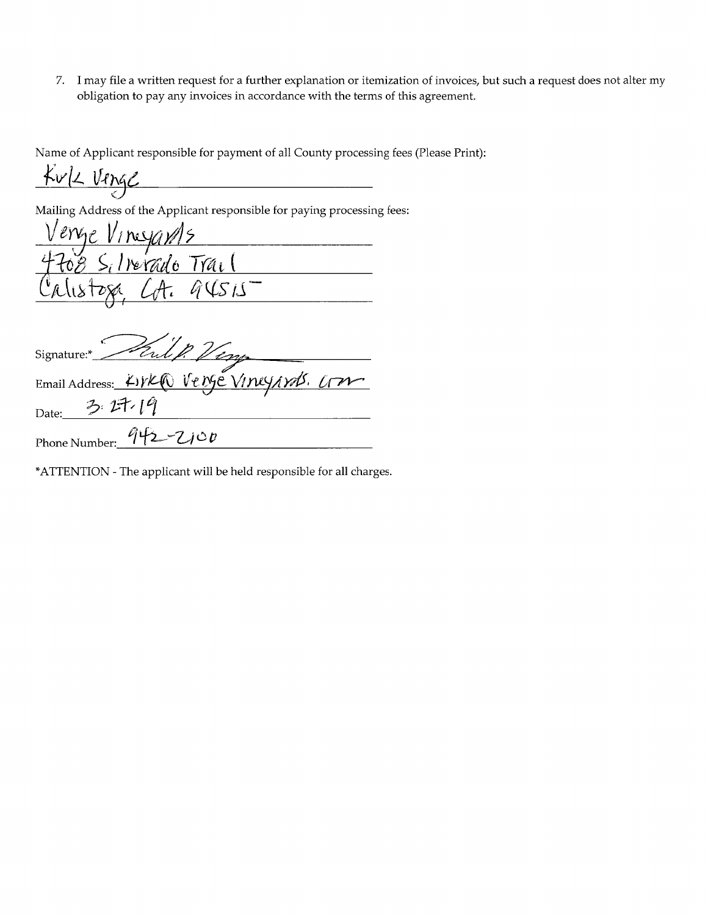7. I may file a written request for a further explanation or itemization of invoices, but such a request does not alter my obligation to pay any invoices in accordance with the terms of this agreement.

Name of Applicant responsible for payment of all County processing fees (Please Print):

Kirk Venge

Mailing Address of the Applicant responsible for paying processing fees:

Venge Vineyards
4708 Silverado Trail
Calistoga, CA. 94515

Signature:* [signature]

Email Address: kirk@vengevineyards.com

Date: 3.27.19

Phone Number: 942-2100

*ATTENTION - The applicant will be held responsible for all charges.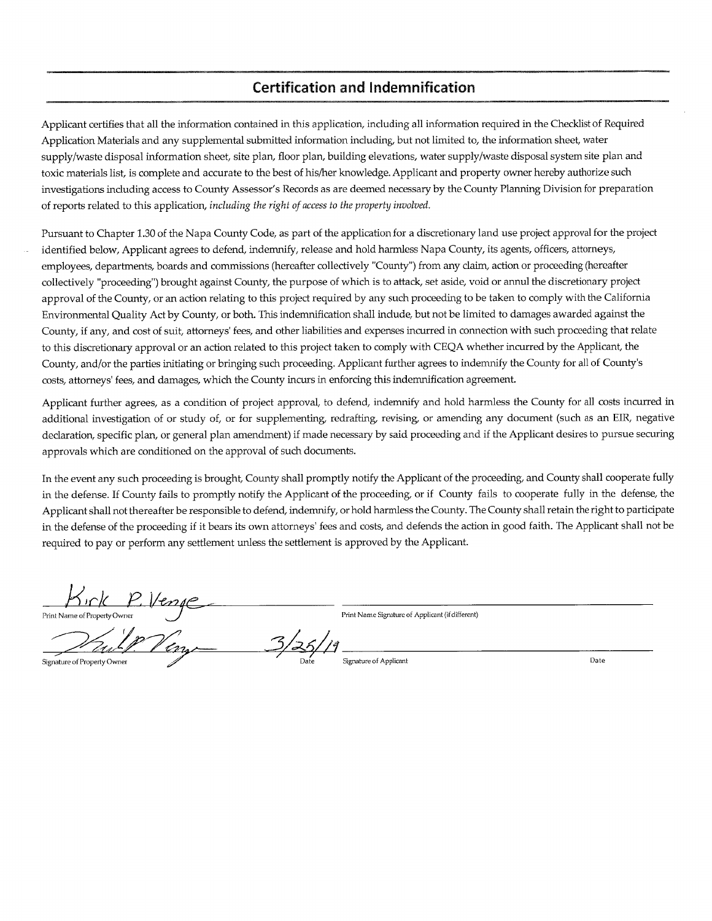## Certification and Indemnification

Applicant certifies that all the information contained in this application, including all information required in the Checklist of Required Application Materials and any supplemental submitted information including, but not limited to, the information sheet, water supply/waste disposal information sheet, site plan, floor plan, building elevations, water supply/waste disposal system site plan and toxic materials list, is complete and accurate to the best of his/her knowledge. Applicant and property owner hereby authorize such investigations including access to County Assessor's Records as are deemed necessary by the County Planning Division for preparation of reports related to this application, *including the right of access to the property involved.*

Pursuant to Chapter 1.30 of the Napa County Code, as part of the application for a discretionary land use project approval for the project identified below, Applicant agrees to defend, indemnify, release and hold harmless Napa County, its agents, officers, attorneys, employees, departments, boards and commissions (hereafter collectively "County") from any claim, action or proceeding (hereafter collectively "proceeding") brought against County, the purpose of which is to attack, set aside, void or annul the discretionary project approval of the County, or an action relating to this project required by any such proceeding to be taken to comply with the California Environmental Quality Act by County, or both. This indemnification shall include, but not be limited to damages awarded against the County, if any, and cost of suit, attorneys' fees, and other liabilities and expenses incurred in connection with such proceeding that relate to this discretionary approval or an action related to this project taken to comply with CEQA whether incurred by the Applicant, the County, and/or the parties initiating or bringing such proceeding. Applicant further agrees to indemnify the County for all of County's costs, attorneys' fees, and damages, which the County incurs in enforcing this indemnification agreement.

Applicant further agrees, as a condition of project approval, to defend, indemnify and hold harmless the County for all costs incurred in additional investigation of or study of, or for supplementing, redrafting, revising, or amending any document (such as an EIR, negative declaration, specific plan, or general plan amendment) if made necessary by said proceeding and if the Applicant desires to pursue securing approvals which are conditioned on the approval of such documents.

In the event any such proceeding is brought, County shall promptly notify the Applicant of the proceeding, and County shall cooperate fully in the defense. If County fails to promptly notify the Applicant of the proceeding, or if County fails to cooperate fully in the defense, the Applicant shall not thereafter be responsible to defend, indemnify, or hold harmless the County. The County shall retain the right to participate in the defense of the proceeding if it bears its own attorneys' fees and costs, and defends the action in good faith. The Applicant shall not be required to pay or perform any settlement unless the settlement is approved by the Applicant.

Kirk P. Venge
Print Name of Property Owner

Print Name Signature of Applicant (if different)

[Signature] 3/25/19
Signature of Property Owner Date

Signature of Applicant Date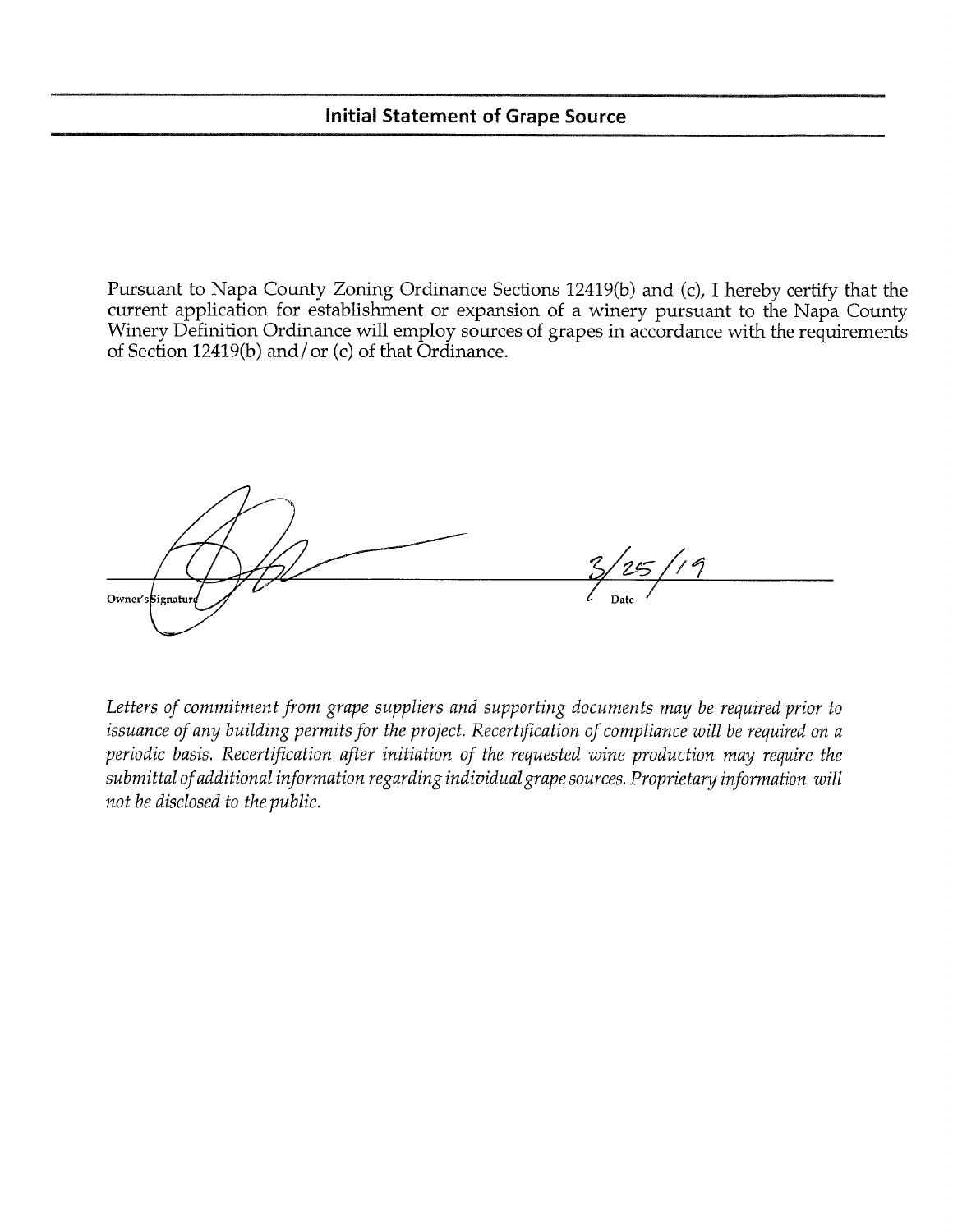## Initial Statement of Grape Source

Pursuant to Napa County Zoning Ordinance Sections 12419(b) and (c), I hereby certify that the current application for establishment or expansion of a winery pursuant to the Napa County Winery Definition Ordinance will employ sources of grapes in accordance with the requirements of Section 12419(b) and/or (c) of that Ordinance.

Owner's Signature 3/25/19

Date

*Letters of commitment from grape suppliers and supporting documents may be required prior to issuance of any building permits for the project. Recertification of compliance will be required on a periodic basis. Recertification after initiation of the requested wine production may require the submittal of additional information regarding individual grape sources. Proprietary information will not be disclosed to the public.*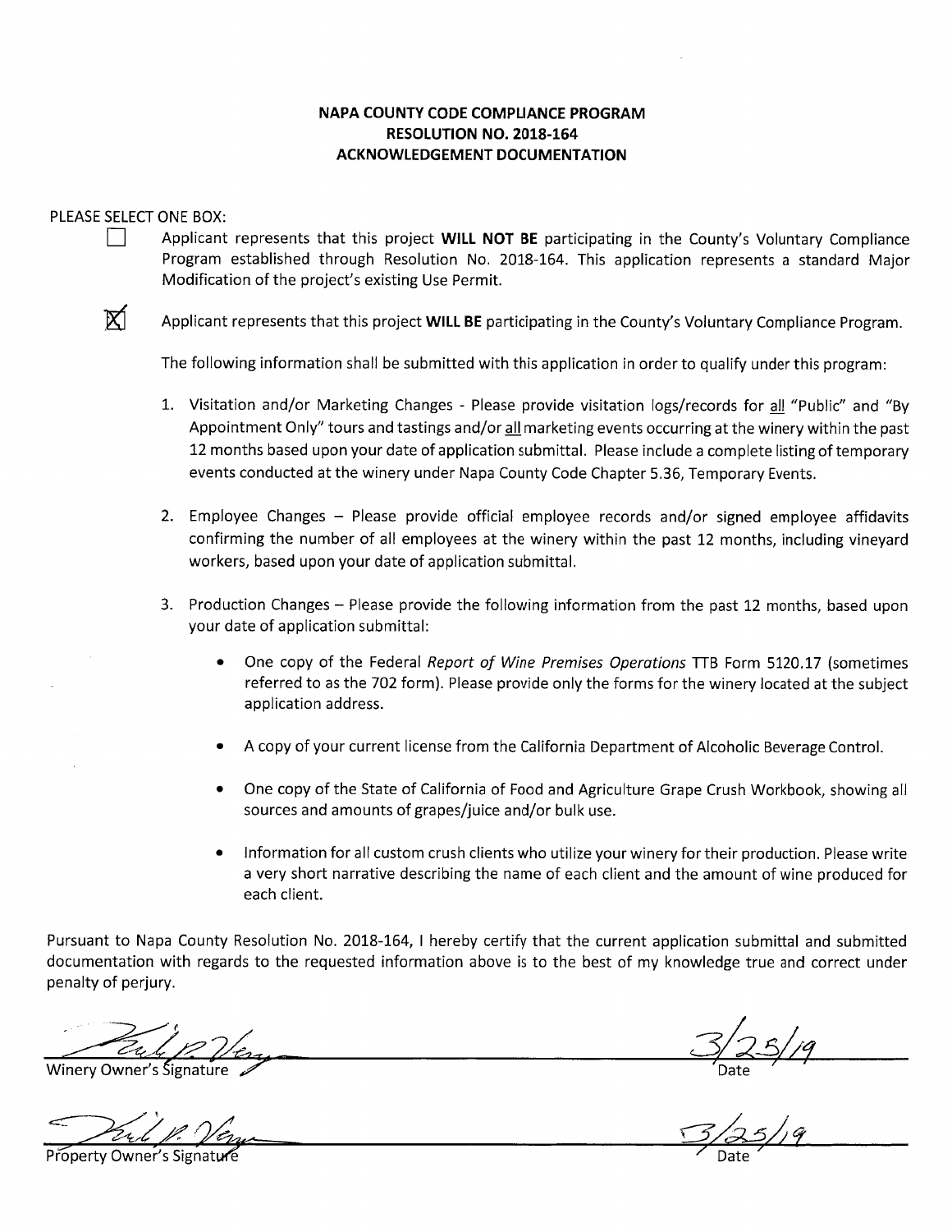**NAPA COUNTY CODE COMPLIANCE PROGRAM**
**RESOLUTION NO. 2018-164**
**ACKNOWLEDGEMENT DOCUMENTATION**

PLEASE SELECT ONE BOX:

☐ Applicant represents that this project **WILL NOT BE** participating in the County's Voluntary Compliance Program established through Resolution No. 2018-164. This application represents a standard Major Modification of the project's existing Use Permit.

☒ Applicant represents that this project **WILL BE** participating in the County's Voluntary Compliance Program.

The following information shall be submitted with this application in order to qualify under this program:

1. Visitation and/or Marketing Changes - Please provide visitation logs/records for all "Public" and "By Appointment Only" tours and tastings and/or all marketing events occurring at the winery within the past 12 months based upon your date of application submittal. Please include a complete listing of temporary events conducted at the winery under Napa County Code Chapter 5.36, Temporary Events.

2. Employee Changes – Please provide official employee records and/or signed employee affidavits confirming the number of all employees at the winery within the past 12 months, including vineyard workers, based upon your date of application submittal.

3. Production Changes – Please provide the following information from the past 12 months, based upon your date of application submittal:

   - One copy of the Federal *Report of Wine Premises Operations* TTB Form 5120.17 (sometimes referred to as the 702 form). Please provide only the forms for the winery located at the subject application address.
   - A copy of your current license from the California Department of Alcoholic Beverage Control.
   - One copy of the State of California of Food and Agriculture Grape Crush Workbook, showing all sources and amounts of grapes/juice and/or bulk use.
   - Information for all custom crush clients who utilize your winery for their production. Please write a very short narrative describing the name of each client and the amount of wine produced for each client.

Pursuant to Napa County Resolution No. 2018-164, I hereby certify that the current application submittal and submitted documentation with regards to the requested information above is to the best of my knowledge true and correct under penalty of perjury.

[Signature] Winery Owner's Signature — 3/25/19 Date

[Signature] Property Owner's Signature — 3/25/19 Date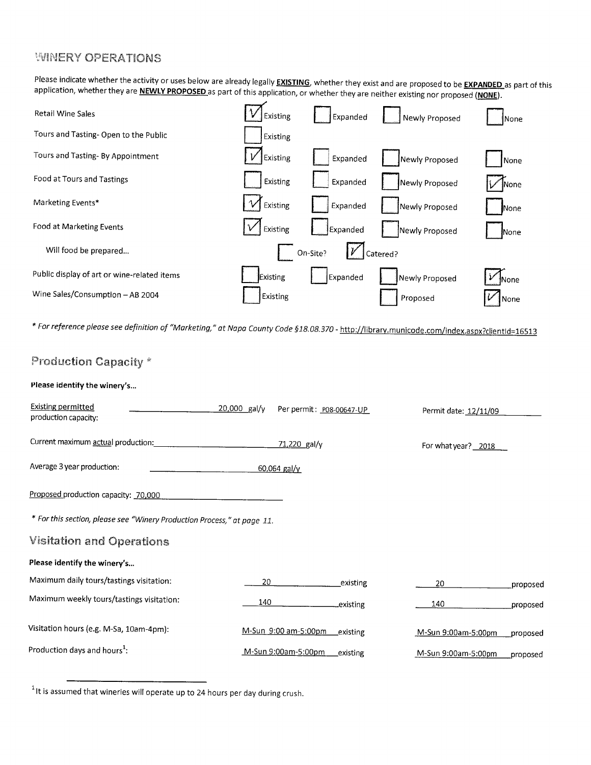## WINERY OPERATIONS

Please indicate whether the activity or uses below are already legally **EXISTING**, whether they exist and are proposed to be **EXPANDED** as part of this application, whether they are **NEWLY PROPOSED** as part of this application, or whether they are neither existing nor proposed (**NONE**).

| Activity | Existing | Expanded | Newly Proposed | None |
|---|---|---|---|---|
| Retail Wine Sales | ☑ | ☐ | ☐ | ☐ |
| Tours and Tasting- Open to the Public | ☐ | | | |
| Tours and Tasting- By Appointment | ☑ | ☐ | ☐ | ☐ |
| Food at Tours and Tastings | ☐ | ☐ | ☐ | ☑ |
| Marketing Events* | ☑ | ☐ | ☐ | ☐ |
| Food at Marketing Events | ☑ | ☐ | ☐ | ☐ |
| Will food be prepared... | ☐ On-Site? | ☑ Catered? | | |
| Public display of art or wine-related items | ☐ | ☐ | ☐ | ☑ |
| Wine Sales/Consumption – AB 2004 | ☐ | | ☐ Proposed | ☑ |

*\* For reference please see definition of "Marketing," at Napa County Code §18.08.370 - http://library.municode.com/index.aspx?clientId=16513*

## Production Capacity *

**Please identify the winery's...**

Existing permitted production capacity: 20,000 gal/y Per permit: P08-00647-UP Permit date: 12/11/09

Current maximum actual production: 71,220 gal/y For what year? 2018

Average 3 year production: 60,064 gal/y

Proposed production capacity: 70,000

*\* For this section, please see "Winery Production Process," at page 11.*

## Visitation and Operations

**Please identify the winery's...**

| | Existing | Proposed |
|---|---|---|
| Maximum daily tours/tastings visitation: | 20 existing | 20 proposed |
| Maximum weekly tours/tastings visitation: | 140 existing | 140 proposed |
| Visitation hours (e.g. M-Sa, 10am-4pm): | M-Sun 9:00 am-5:00pm existing | M-Sun 9:00am-5:00pm proposed |
| Production days and hours[1]: | M-Sun 9:00am-5:00pm existing | M-Sun 9:00am-5:00pm proposed |

[1] It is assumed that wineries will operate up to 24 hours per day during crush.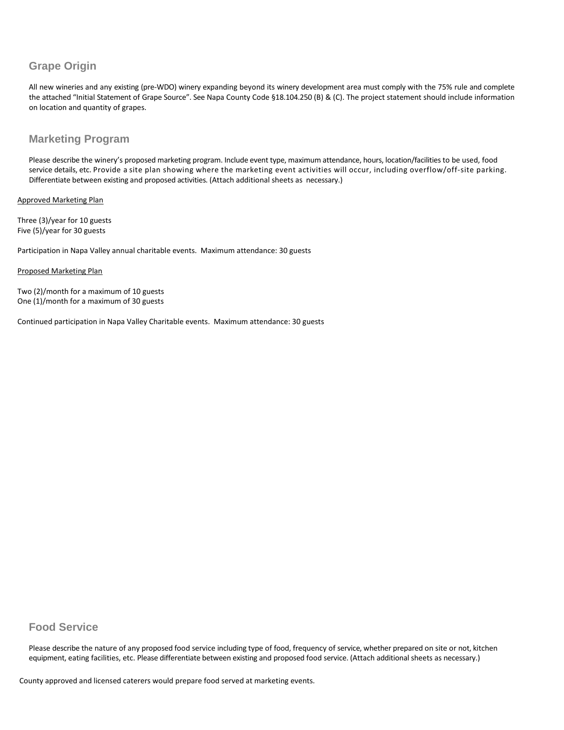## Grape Origin

All new wineries and any existing (pre-WDO) winery expanding beyond its winery development area must comply with the 75% rule and complete the attached "Initial Statement of Grape Source". See Napa County Code §18.104.250 (B) & (C). The project statement should include information on location and quantity of grapes.

## Marketing Program

Please describe the winery's proposed marketing program. Include event type, maximum attendance, hours, location/facilities to be used, food service details, etc. Provide a site plan showing where the marketing event activities will occur, including overflow/off-site parking. Differentiate between existing and proposed activities. (Attach additional sheets as necessary.)

<u>Approved Marketing Plan</u>

Three (3)/year for 10 guests
Five (5)/year for 30 guests

Participation in Napa Valley annual charitable events. Maximum attendance: 30 guests

<u>Proposed Marketing Plan</u>

Two (2)/month for a maximum of 10 guests
One (1)/month for a maximum of 30 guests

Continued participation in Napa Valley Charitable events. Maximum attendance: 30 guests

## Food Service

Please describe the nature of any proposed food service including type of food, frequency of service, whether prepared on site or not, kitchen equipment, eating facilities, etc. Please differentiate between existing and proposed food service. (Attach additional sheets as necessary.)

County approved and licensed caterers would prepare food served at marketing events.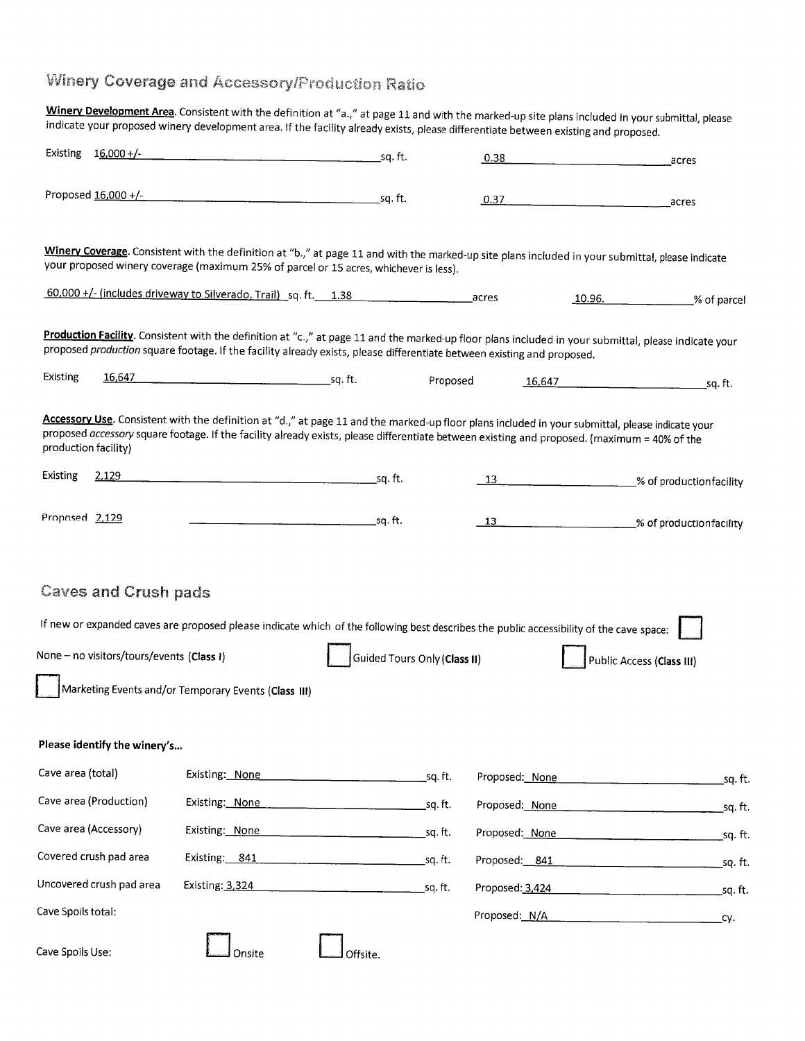## Winery Coverage and Accessory/Production Ratio

**Winery Development Area**. Consistent with the definition at "a.," at page 11 and with the marked-up site plans included in your submittal, please indicate your proposed winery development area. If the facility already exists, please differentiate between existing and proposed.

Existing 16,000 +/- sq. ft. 0.38 acres

Proposed 16,000 +/- sq. ft. 0.37 acres

**Winery Coverage**. Consistent with the definition at "b.," at page 11 and with the marked-up site plans included in your submittal, please indicate your proposed winery coverage (maximum 25% of parcel or 15 acres, whichever is less).

60,000 +/- (includes driveway to Silverado. Trail) sq. ft. 1.38 acres 10.96. % of parcel

**Production Facility**. Consistent with the definition at "c.," at page 11 and the marked-up floor plans included in your submittal, please indicate your proposed *production* square footage. If the facility already exists, please differentiate between existing and proposed.

Existing 16,647 sq. ft. Proposed 16,647 sq. ft.

**Accessory Use**. Consistent with the definition at "d.," at page 11 and the marked-up floor plans included in your submittal, please indicate your proposed *accessory* square footage. If the facility already exists, please differentiate between existing and proposed. (maximum = 40% of the production facility)

Existing 2,129 sq. ft. 13 % of production facility

Proposed 2,129 sq. ft. 13 % of production facility

## Caves and Crush pads

If new or expanded caves are proposed please indicate which of the following best describes the public accessibility of the cave space: ☐

None – no visitors/tours/events (**Class I**) ☐ Guided Tours Only (**Class II**) ☐ Public Access (**Class III**)

☐ Marketing Events and/or Temporary Events (**Class III**)

**Please identify the winery's...**

| | Existing | Proposed |
|---|---|---|
| Cave area (total) | None sq. ft. | None sq. ft. |
| Cave area (Production) | None sq. ft. | None sq. ft. |
| Cave area (Accessory) | None sq. ft. | None sq. ft. |
| Covered crush pad area | 841 sq. ft. | 841 sq. ft. |
| Uncovered crush pad area | 3,324 sq. ft. | 3,424 sq. ft. |
| Cave Spoils total: | | N/A cy. |

Cave Spoils Use: ☐ Onsite ☐ Offsite.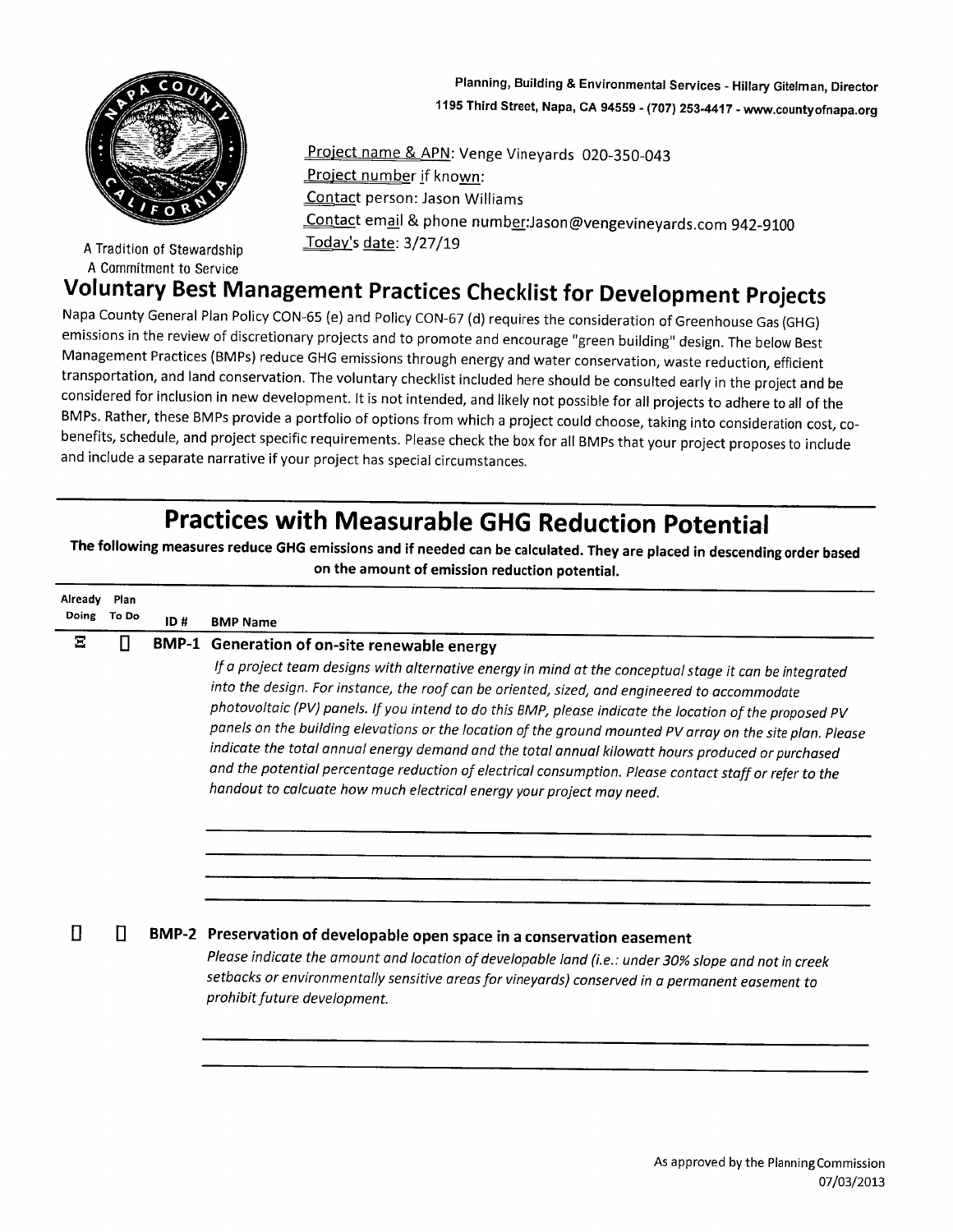Planning, Building & Environmental Services - Hillary Gitelman, Director
1195 Third Street, Napa, CA 94559 - (707) 253-4417 - www.countyofnapa.org

A Tradition of Stewardship
A Commitment to Service

Project name & APN: Venge Vineyards 020-350-043
Project number if known:
Contact person: Jason Williams
Contact email & phone number:Jason@vengevineyards.com 942-9100
Today's date: 3/27/19

# Voluntary Best Management Practices Checklist for Development Projects

Napa County General Plan Policy CON-65 (e) and Policy CON-67 (d) requires the consideration of Greenhouse Gas (GHG) emissions in the review of discretionary projects and to promote and encourage "green building" design. The below Best Management Practices (BMPs) reduce GHG emissions through energy and water conservation, waste reduction, efficient transportation, and land conservation. The voluntary checklist included here should be consulted early in the project and be considered for inclusion in new development. It is not intended, and likely not possible for all projects to adhere to all of the BMPs. Rather, these BMPs provide a portfolio of options from which a project could choose, taking into consideration cost, co-benefits, schedule, and project specific requirements. Please check the box for all BMPs that your project proposes to include and include a separate narrative if your project has special circumstances.

## Practices with Measurable GHG Reduction Potential

**The following measures reduce GHG emissions and if needed can be calculated. They are placed in descending order based on the amount of emission reduction potential.**

| Already Doing | Plan To Do | ID # | BMP Name |
|---|---|---|---|
| ☒ | ☐ | BMP-1 | **Generation of on-site renewable energy** |

*If a project team designs with alternative energy in mind at the conceptual stage it can be integrated into the design. For instance, the roof can be oriented, sized, and engineered to accommodate photovoltaic (PV) panels. If you intend to do this BMP, please indicate the location of the proposed PV panels on the building elevations or the location of the ground mounted PV array on the site plan. Please indicate the total annual energy demand and the total annual kilowatt hours produced or purchased and the potential percentage reduction of electrical consumption. Please contact staff or refer to the handout to calcuate how much electrical energy your project may need.*

| Already Doing | Plan To Do | ID # | BMP Name |
|---|---|---|---|
| ☐ | ☐ | BMP-2 | **Preservation of developable open space in a conservation easement** |

*Please indicate the amount and location of developable land (i.e.: under 30% slope and not in creek setbacks or environmentally sensitive areas for vineyards) conserved in a permanent easement to prohibit future development.*

As approved by the Planning Commission
07/03/2013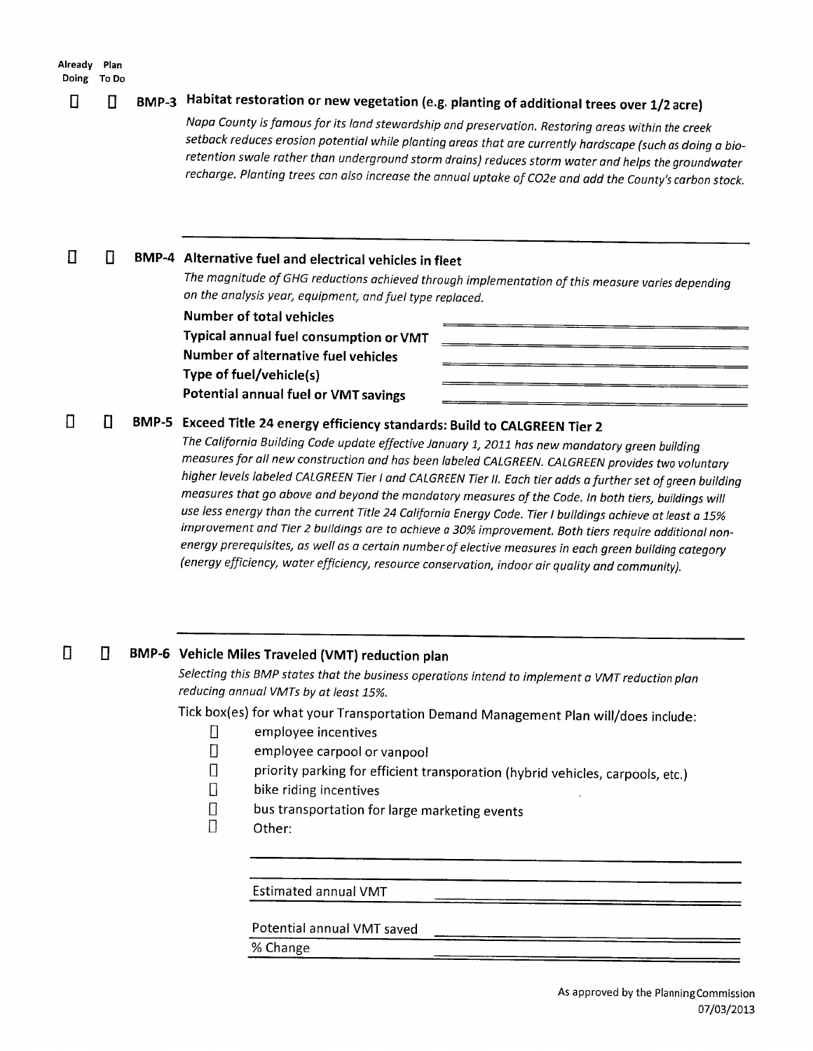**Already Doing** | **Plan To Do**

☐ ☐ **BMP-3 Habitat restoration or new vegetation (e.g. planting of additional trees over 1/2 acre)**

*Napa County is famous for its land stewardship and preservation. Restoring areas within the creek setback reduces erosion potential while planting areas that are currently hardscape (such as doing a bio-retention swale rather than underground storm drains) reduces storm water and helps the groundwater recharge. Planting trees can also increase the annual uptake of CO2e and add the County's carbon stock.*

---

☐ ☐ **BMP-4 Alternative fuel and electrical vehicles in fleet**

*The magnitude of GHG reductions achieved through implementation of this measure varies depending on the analysis year, equipment, and fuel type replaced.*

**Number of total vehicles** ____________________

**Typical annual fuel consumption or VMT** ____________________

**Number of alternative fuel vehicles** ____________________

**Type of fuel/vehicle(s)** ____________________

**Potential annual fuel or VMT savings** ____________________

☐ ☐ **BMP-5 Exceed Title 24 energy efficiency standards: Build to CALGREEN Tier 2**

*The California Building Code update effective January 1, 2011 has new mandatory green building measures for all new construction and has been labeled CALGREEN. CALGREEN provides two voluntary higher levels labeled CALGREEN Tier I and CALGREEN Tier II. Each tier adds a further set of green building measures that go above and beyond the mandatory measures of the Code. In both tiers, buildings will use less energy than the current Title 24 California Energy Code. Tier I buildings achieve at least a 15% improvement and Tier 2 buildings are to achieve a 30% improvement. Both tiers require additional non-energy prerequisites, as well as a certain number of elective measures in each green building category (energy efficiency, water efficiency, resource conservation, indoor air quality and community).*

---

☐ ☐ **BMP-6 Vehicle Miles Traveled (VMT) reduction plan**

*Selecting this BMP states that the business operations intend to implement a VMT reduction plan reducing annual VMTs by at least 15%.*

Tick box(es) for what your Transportation Demand Management Plan will/does include:

- ☐ employee incentives
- ☐ employee carpool or vanpool
- ☐ priority parking for efficient transporation (hybrid vehicles, carpools, etc.)
- ☐ bike riding incentives
- ☐ bus transportation for large marketing events
- ☐ Other: ____________________

Estimated annual VMT ____________________

Potential annual VMT saved ____________________

% Change ____________________

As approved by the Planning Commission 07/03/2013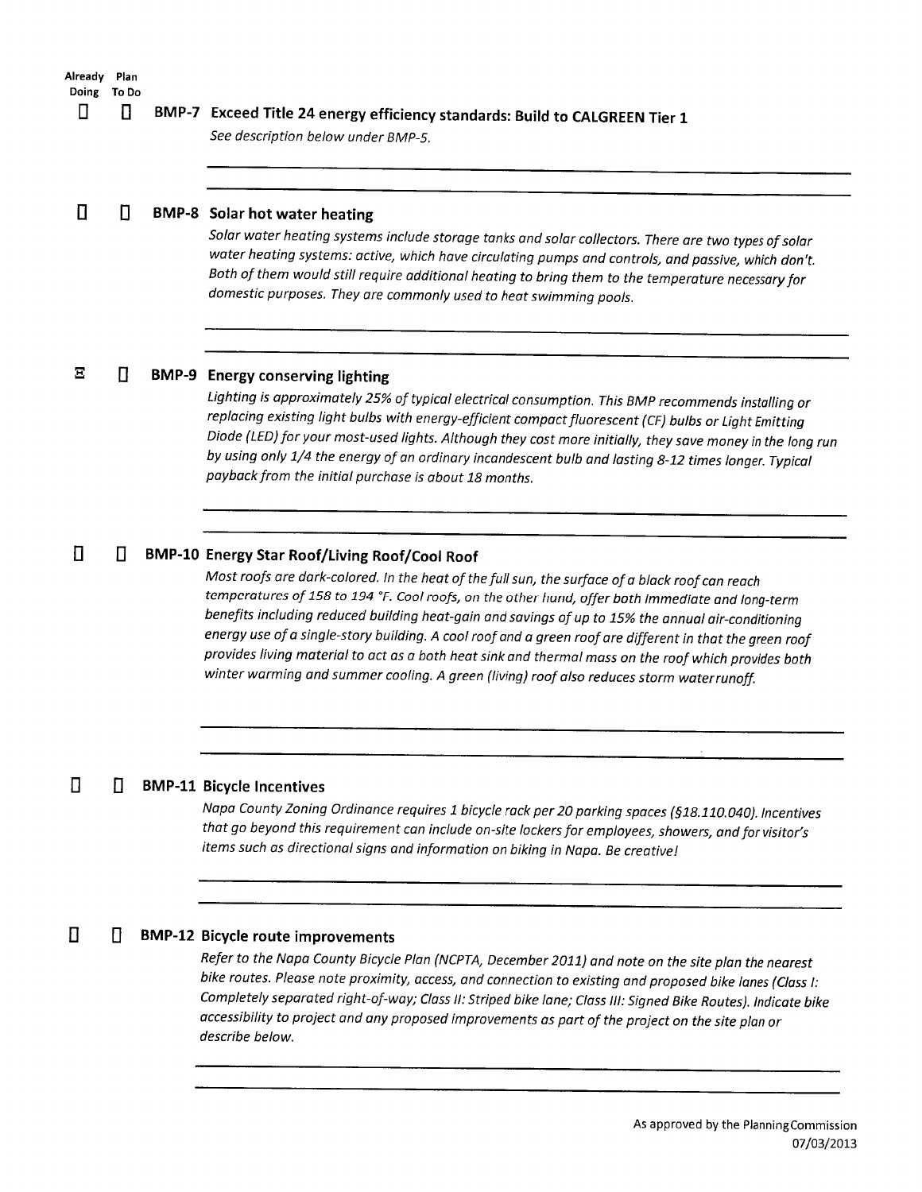| Already Doing | Plan To Do | |
|---|---|---|
| ☐ | ☐ | **BMP-7 Exceed Title 24 energy efficiency standards: Build to CALGREEN Tier 1** |

*See description below under BMP-5.*

______________________________________________________________________

______________________________________________________________________

☐ ☐ **BMP-8 Solar hot water heating**

*Solar water heating systems include storage tanks and solar collectors. There are two types of solar water heating systems: active, which have circulating pumps and controls, and passive, which don't. Both of them would still require additional heating to bring them to the temperature necessary for domestic purposes. They are commonly used to heat swimming pools.*

______________________________________________________________________

______________________________________________________________________

☒ ☐ **BMP-9 Energy conserving lighting**

*Lighting is approximately 25% of typical electrical consumption. This BMP recommends installing or replacing existing light bulbs with energy-efficient compact fluorescent (CF) bulbs or Light Emitting Diode (LED) for your most-used lights. Although they cost more initially, they save money in the long run by using only 1/4 the energy of an ordinary incandescent bulb and lasting 8-12 times longer. Typical payback from the initial purchase is about 18 months.*

______________________________________________________________________

______________________________________________________________________

☐ ☐ **BMP-10 Energy Star Roof/Living Roof/Cool Roof**

*Most roofs are dark-colored. In the heat of the full sun, the surface of a black roof can reach temperatures of 158 to 194 °F. Cool roofs, on the other hand, offer both immediate and long-term benefits including reduced building heat-gain and savings of up to 15% the annual air-conditioning energy use of a single-story building. A cool roof and a green roof are different in that the green roof provides living material to act as a both heat sink and thermal mass on the roof which provides both winter warming and summer cooling. A green (living) roof also reduces storm water runoff.*

______________________________________________________________________

______________________________________________________________________

☐ ☐ **BMP-11 Bicycle Incentives**

*Napa County Zoning Ordinance requires 1 bicycle rack per 20 parking spaces (§18.110.040). Incentives that go beyond this requirement can include on-site lockers for employees, showers, and for visitor's items such as directional signs and information on biking in Napa. Be creative!*

______________________________________________________________________

______________________________________________________________________

☐ ☐ **BMP-12 Bicycle route improvements**

*Refer to the Napa County Bicycle Plan (NCPTA, December 2011) and note on the site plan the nearest bike routes. Please note proximity, access, and connection to existing and proposed bike lanes (Class I: Completely separated right-of-way; Class II: Striped bike lane; Class III: Signed Bike Routes). Indicate bike accessibility to project and any proposed improvements as part of the project on the site plan or describe below.*

______________________________________________________________________

______________________________________________________________________

As approved by the Planning Commission 07/03/2013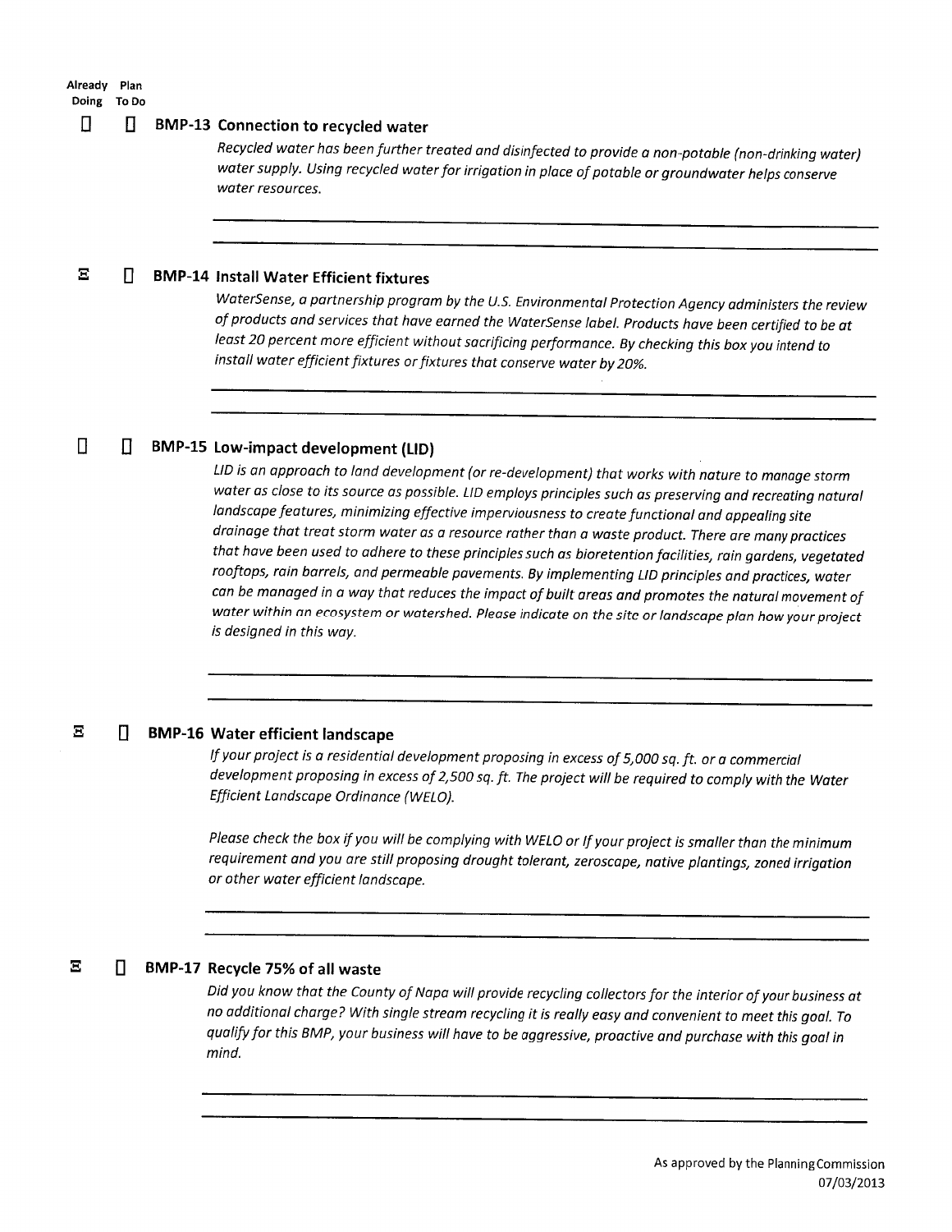| Already Doing | Plan To Do | |
|---|---|---|
| ☐ | ☐ | **BMP-13 Connection to recycled water** |
| ☒ | ☐ | **BMP-14 Install Water Efficient fixtures** |
| ☐ | ☐ | **BMP-15 Low-impact development (LID)** |
| ☒ | ☐ | **BMP-16 Water efficient landscape** |
| ☒ | ☐ | **BMP-17 Recycle 75% of all waste** |

**BMP-13 Connection to recycled water**

*Recycled water has been further treated and disinfected to provide a non-potable (non-drinking water) water supply. Using recycled water for irrigation in place of potable or groundwater helps conserve water resources.*

______________________________________________

______________________________________________

**BMP-14 Install Water Efficient fixtures**

*WaterSense, a partnership program by the U.S. Environmental Protection Agency administers the review of products and services that have earned the WaterSense label. Products have been certified to be at least 20 percent more efficient without sacrificing performance. By checking this box you intend to install water efficient fixtures or fixtures that conserve water by 20%.*

______________________________________________

______________________________________________

**BMP-15 Low-impact development (LID)**

*LID is an approach to land development (or re-development) that works with nature to manage storm water as close to its source as possible. LID employs principles such as preserving and recreating natural landscape features, minimizing effective imperviousness to create functional and appealing site drainage that treat storm water as a resource rather than a waste product. There are many practices that have been used to adhere to these principles such as bioretention facilities, rain gardens, vegetated rooftops, rain barrels, and permeable pavements. By implementing LID principles and practices, water can be managed in a way that reduces the impact of built areas and promotes the natural movement of water within an ecosystem or watershed. Please indicate on the site or landscape plan how your project is designed in this way.*

______________________________________________

______________________________________________

**BMP-16 Water efficient landscape**

*If your project is a residential development proposing in excess of 5,000 sq. ft. or a commercial development proposing in excess of 2,500 sq. ft. The project will be required to comply with the Water Efficient Landscape Ordinance (WELO).*

*Please check the box if you will be complying with WELO or If your project is smaller than the minimum requirement and you are still proposing drought tolerant, zeroscape, native plantings, zoned irrigation or other water efficient landscape.*

______________________________________________

______________________________________________

**BMP-17 Recycle 75% of all waste**

*Did you know that the County of Napa will provide recycling collectors for the interior of your business at no additional charge? With single stream recycling it is really easy and convenient to meet this goal. To qualify for this BMP, your business will have to be aggressive, proactive and purchase with this goal in mind.*

______________________________________________

______________________________________________

As approved by the Planning Commission 07/03/2013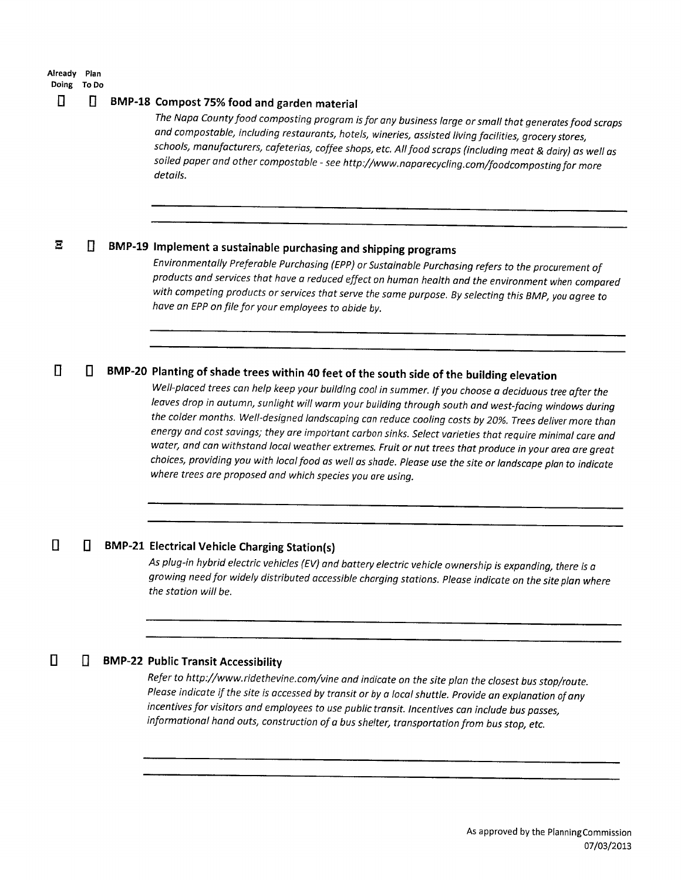| Already Doing | Plan To Do |
|---|---|

☐ ☐ **BMP-18 Compost 75% food and garden material**

*The Napa County food composting program is for any business large or small that generates food scraps and compostable, including restaurants, hotels, wineries, assisted living facilities, grocery stores, schools, manufacturers, cafeterias, coffee shops, etc. All food scraps (including meat & dairy) as well as soiled paper and other compostable - see http://www.naparecycling.com/foodcomposting for more details.*

---

---

☒ ☐ **BMP-19 Implement a sustainable purchasing and shipping programs**

*Environmentally Preferable Purchasing (EPP) or Sustainable Purchasing refers to the procurement of products and services that have a reduced effect on human health and the environment when compared with competing products or services that serve the same purpose. By selecting this BMP, you agree to have an EPP on file for your employees to abide by.*

---

---

☐ ☐ **BMP-20 Planting of shade trees within 40 feet of the south side of the building elevation**

*Well-placed trees can help keep your building cool in summer. If you choose a deciduous tree after the leaves drop in autumn, sunlight will warm your building through south and west-facing windows during the colder months. Well-designed landscaping can reduce cooling costs by 20%. Trees deliver more than energy and cost savings; they are important carbon sinks. Select varieties that require minimal care and water, and can withstand local weather extremes. Fruit or nut trees that produce in your area are great choices, providing you with local food as well as shade. Please use the site or landscape plan to indicate where trees are proposed and which species you are using.*

---

---

☐ ☐ **BMP-21 Electrical Vehicle Charging Station(s)**

*As plug-in hybrid electric vehicles (EV) and battery electric vehicle ownership is expanding, there is a growing need for widely distributed accessible charging stations. Please indicate on the site plan where the station will be.*

---

---

☐ ☐ **BMP-22 Public Transit Accessibility**

*Refer to http://www.ridethevine.com/vine and indicate on the site plan the closest bus stop/route. Please indicate if the site is accessed by transit or by a local shuttle. Provide an explanation of any incentives for visitors and employees to use public transit. Incentives can include bus passes, informational hand outs, construction of a bus shelter, transportation from bus stop, etc.*

---

---

As approved by the Planning Commission
07/03/2013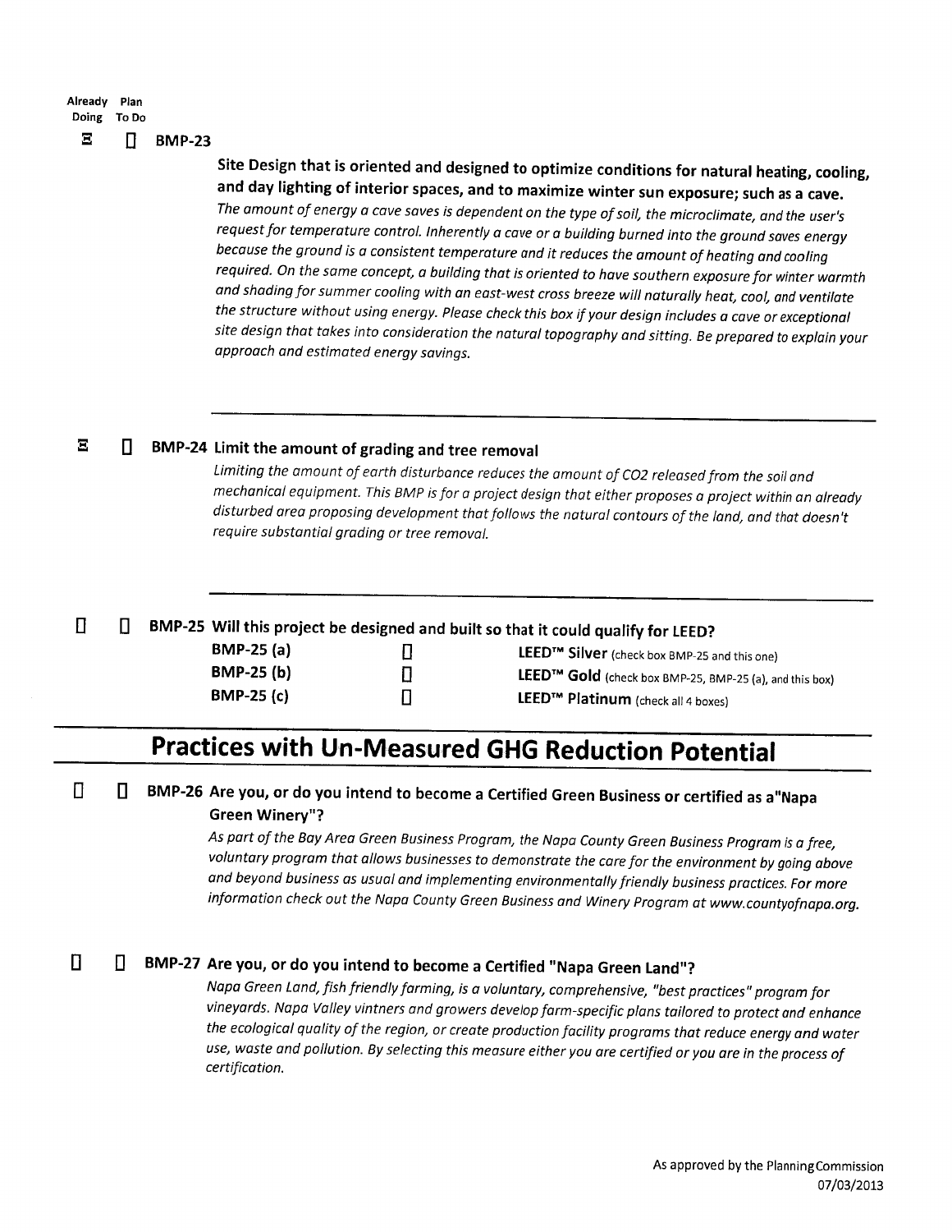| Already Doing | Plan To Do | |
|---|---|---|
| ☒ | ☐ | **BMP-23** |

**Site Design that is oriented and designed to optimize conditions for natural heating, cooling, and day lighting of interior spaces, and to maximize winter sun exposure; such as a cave.**

*The amount of energy a cave saves is dependent on the type of soil, the microclimate, and the user's request for temperature control. Inherently a cave or a building burned into the ground saves energy because the ground is a consistent temperature and it reduces the amount of heating and cooling required. On the same concept, a building that is oriented to have southern exposure for winter warmth and shading for summer cooling with an east-west cross breeze will naturally heat, cool, and ventilate the structure without using energy. Please check this box if your design includes a cave or exceptional site design that takes into consideration the natural topography and sitting. Be prepared to explain your approach and estimated energy savings.*

---

☒ ☐ **BMP-24 Limit the amount of grading and tree removal**

*Limiting the amount of earth disturbance reduces the amount of CO2 released from the soil and mechanical equipment. This BMP is for a project design that either proposes a project within an already disturbed area proposing development that follows the natural contours of the land, and that doesn't require substantial grading or tree removal.*

---

☐ ☐ **BMP-25 Will this project be designed and built so that it could qualify for LEED?**

| | | |
|---|---|---|
| **BMP-25 (a)** | ☐ | **LEED™ Silver** (check box BMP-25 and this one) |
| **BMP-25 (b)** | ☐ | **LEED™ Gold** (check box BMP-25, BMP-25 (a), and this box) |
| **BMP-25 (c)** | ☐ | **LEED™ Platinum** (check all 4 boxes) |

## Practices with Un-Measured GHG Reduction Potential

☐ ☐ **BMP-26 Are you, or do you intend to become a Certified Green Business or certified as a"Napa Green Winery"?**

*As part of the Bay Area Green Business Program, the Napa County Green Business Program is a free, voluntary program that allows businesses to demonstrate the care for the environment by going above and beyond business as usual and implementing environmentally friendly business practices. For more information check out the Napa County Green Business and Winery Program at www.countyofnapa.org.*

☐ ☐ **BMP-27 Are you, or do you intend to become a Certified "Napa Green Land"?**

*Napa Green Land, fish friendly farming, is a voluntary, comprehensive, "best practices" program for vineyards. Napa Valley vintners and growers develop farm-specific plans tailored to protect and enhance the ecological quality of the region, or create production facility programs that reduce energy and water use, waste and pollution. By selecting this measure either you are certified or you are in the process of certification.*

As approved by the Planning Commission 07/03/2013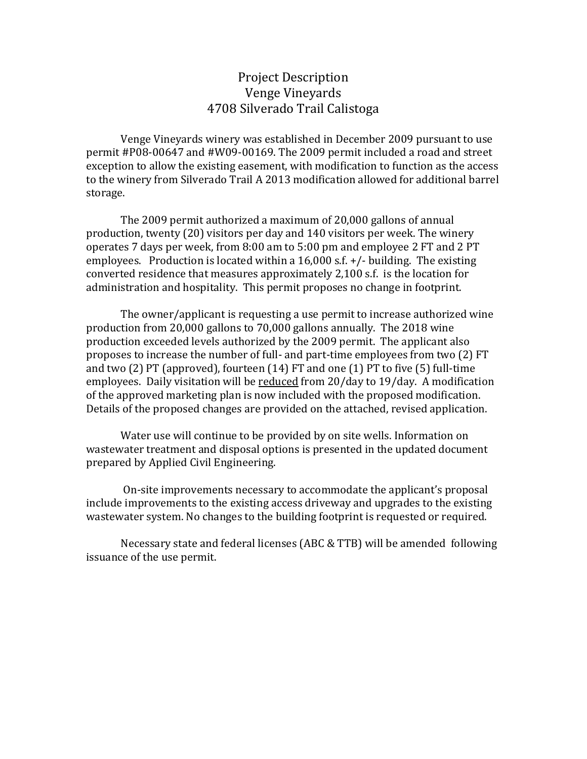# Project Description
# Venge Vineyards
# 4708 Silverado Trail Calistoga

Venge Vineyards winery was established in December 2009 pursuant to use permit #P08-00647 and #W09-00169. The 2009 permit included a road and street exception to allow the existing easement, with modification to function as the access to the winery from Silverado Trail A 2013 modification allowed for additional barrel storage.

The 2009 permit authorized a maximum of 20,000 gallons of annual production, twenty (20) visitors per day and 140 visitors per week. The winery operates 7 days per week, from 8:00 am to 5:00 pm and employee 2 FT and 2 PT employees. Production is located within a 16,000 s.f. +/- building. The existing converted residence that measures approximately 2,100 s.f. is the location for administration and hospitality. This permit proposes no change in footprint.

The owner/applicant is requesting a use permit to increase authorized wine production from 20,000 gallons to 70,000 gallons annually. The 2018 wine production exceeded levels authorized by the 2009 permit. The applicant also proposes to increase the number of full- and part-time employees from two (2) FT and two (2) PT (approved), fourteen (14) FT and one (1) PT to five (5) full-time employees. Daily visitation will be <u>reduced</u> from 20/day to 19/day. A modification of the approved marketing plan is now included with the proposed modification. Details of the proposed changes are provided on the attached, revised application.

Water use will continue to be provided by on site wells. Information on wastewater treatment and disposal options is presented in the updated document prepared by Applied Civil Engineering.

On-site improvements necessary to accommodate the applicant's proposal include improvements to the existing access driveway and upgrades to the existing wastewater system. No changes to the building footprint is requested or required.

Necessary state and federal licenses (ABC & TTB) will be amended following issuance of the use permit.